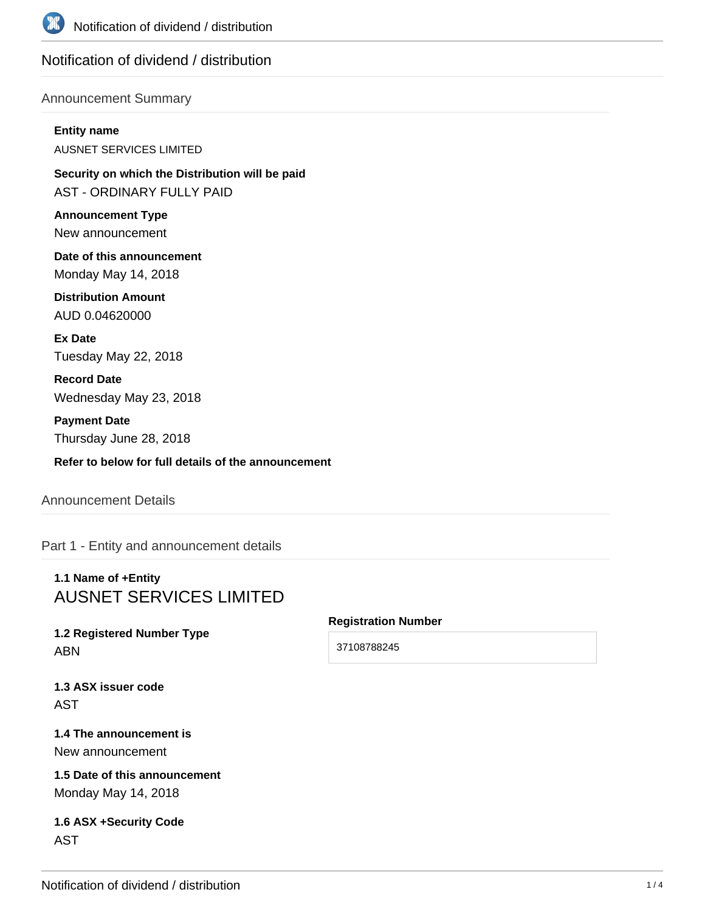# Notification of dividend / distribution

## Announcement Summary

**Entity name**

AUSNET SERVICES LIMITED

**Security on which the Distribution will be paid**

AST - ORDINARY FULLY PAID

**Announcement Type**

New announcement

**Date of this announcement**

Monday May 14, 2018

**Distribution Amount**

AUD 0.04620000

**Ex Date**

Tuesday May 22, 2018

**Record Date**

Wednesday May 23, 2018

**Payment Date**

Thursday June 28, 2018

**Refer to below for full details of the announcement**

## Announcement Details

### Part 1 - Entity and announcement details

**1.1 Name of +Entity**

AUSNET SERVICES LIMITED

**1.2 Registered Number Type**

ABN

**Registration Number**

37108788245

**1.3 ASX issuer code**

AST

**1.4 The announcement is**

New announcement

**1.5 Date of this announcement**

Monday May 14, 2018

**1.6 ASX +Security Code**

AST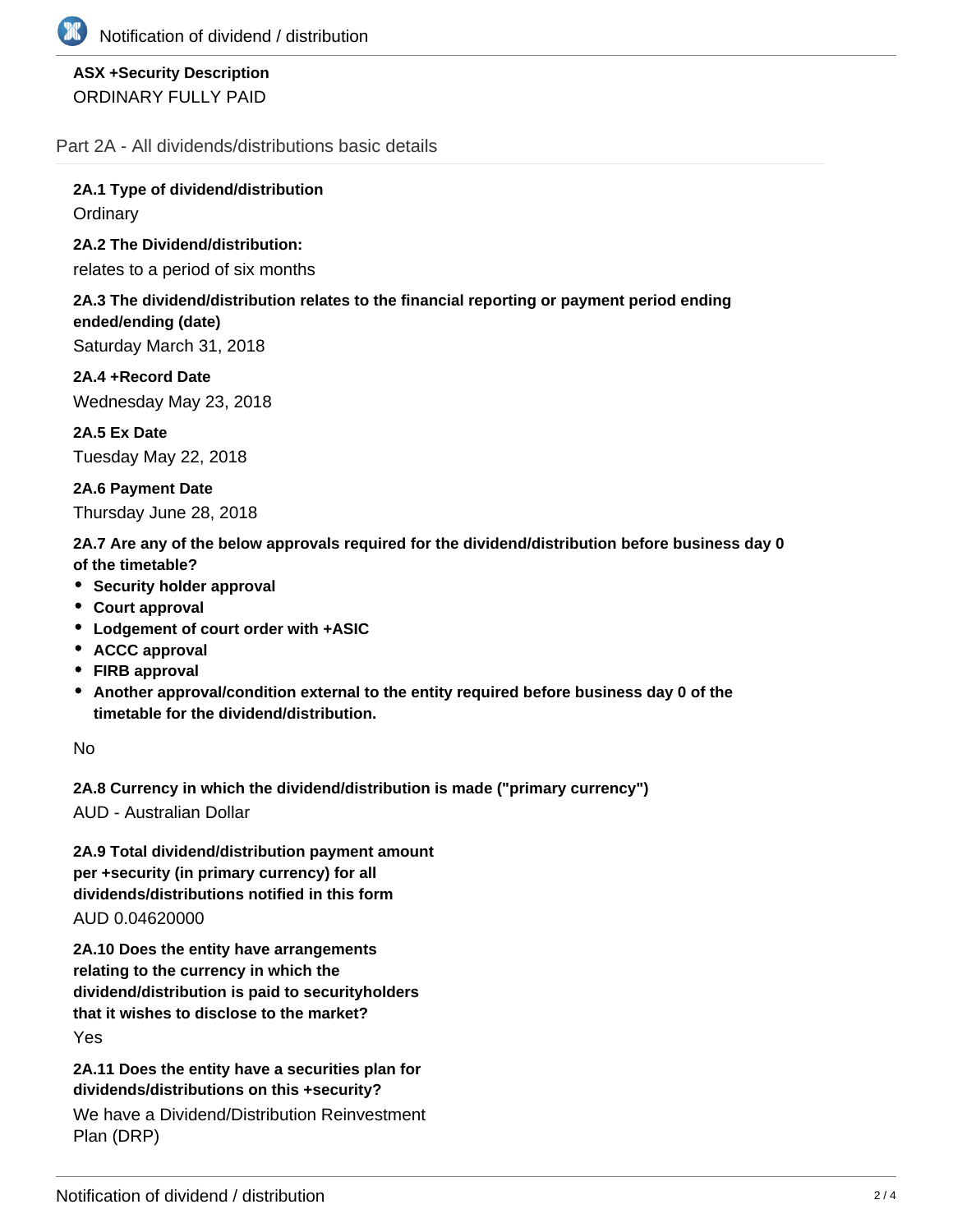**ASX +Security Description**

ORDINARY FULLY PAID

## Part 2A - All dividends/distributions basic details

**2A.1 Type of dividend/distribution**

Ordinary

**2A.2 The Dividend/distribution:**

relates to a period of six months

**2A.3 The dividend/distribution relates to the financial reporting or payment period ending ended/ending (date)**

Saturday March 31, 2018

**2A.4 +Record Date**

Wednesday May 23, 2018

**2A.5 Ex Date**

Tuesday May 22, 2018

**2A.6 Payment Date**

Thursday June 28, 2018

**2A.7 Are any of the below approvals required for the dividend/distribution before business day 0 of the timetable?**

- **Security holder approval**
- **Court approval**
- **Lodgement of court order with +ASIC**
- **ACCC approval**
- **FIRB approval**
- **Another approval/condition external to the entity required before business day 0 of the timetable for the dividend/distribution.**

No

**2A.8 Currency in which the dividend/distribution is made ("primary currency")**

AUD - Australian Dollar

**2A.9 Total dividend/distribution payment amount per +security (in primary currency) for all dividends/distributions notified in this form**

AUD 0.04620000

**2A.10 Does the entity have arrangements relating to the currency in which the dividend/distribution is paid to securityholders that it wishes to disclose to the market?**

Yes

**2A.11 Does the entity have a securities plan for dividends/distributions on this +security?**

We have a Dividend/Distribution Reinvestment Plan (DRP)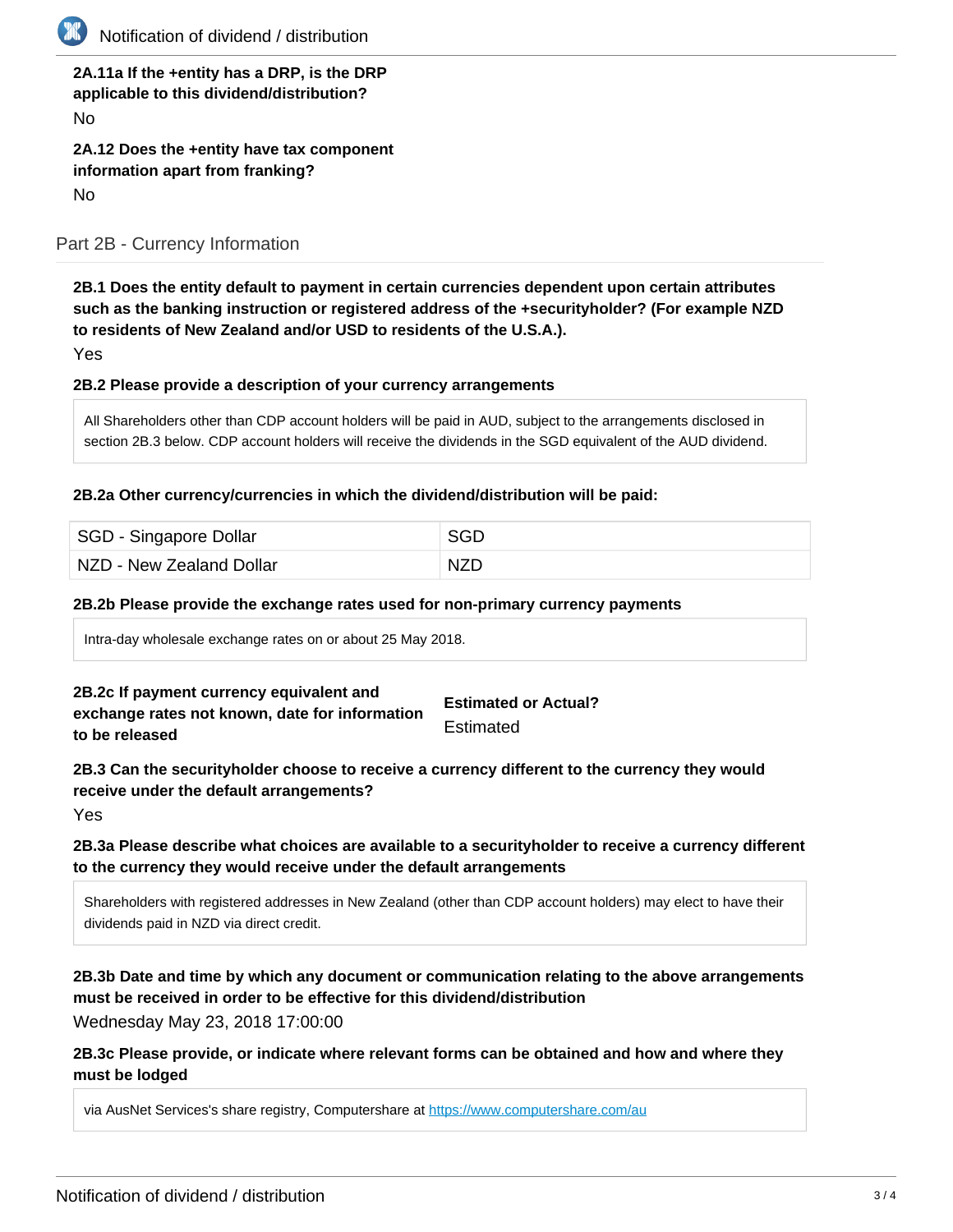**2A.11a If the +entity has a DRP, is the DRP applicable to this dividend/distribution?**

No

**2A.12 Does the +entity have tax component information apart from franking?**

No

## Part 2B - Currency Information

**2B.1 Does the entity default to payment in certain currencies dependent upon certain attributes such as the banking instruction or registered address of the +securityholder? (For example NZD to residents of New Zealand and/or USD to residents of the U.S.A.).**

Yes

**2B.2 Please provide a description of your currency arrangements**

All Shareholders other than CDP account holders will be paid in AUD, subject to the arrangements disclosed in section 2B.3 below. CDP account holders will receive the dividends in the SGD equivalent of the AUD dividend.

**2B.2a Other currency/currencies in which the dividend/distribution will be paid:**

| | |
|---|---|
| SGD - Singapore Dollar | SGD |
| NZD - New Zealand Dollar | NZD |

**2B.2b Please provide the exchange rates used for non-primary currency payments**

Intra-day wholesale exchange rates on or about 25 May 2018.

**2B.2c If payment currency equivalent and exchange rates not known, date for information to be released**

**Estimated or Actual?**

Estimated

**2B.3 Can the securityholder choose to receive a currency different to the currency they would receive under the default arrangements?**

Yes

**2B.3a Please describe what choices are available to a securityholder to receive a currency different to the currency they would receive under the default arrangements**

Shareholders with registered addresses in New Zealand (other than CDP account holders) may elect to have their dividends paid in NZD via direct credit.

**2B.3b Date and time by which any document or communication relating to the above arrangements must be received in order to be effective for this dividend/distribution**

Wednesday May 23, 2018 17:00:00

**2B.3c Please provide, or indicate where relevant forms can be obtained and how and where they must be lodged**

via AusNet Services's share registry, Computershare at https://www.computershare.com/au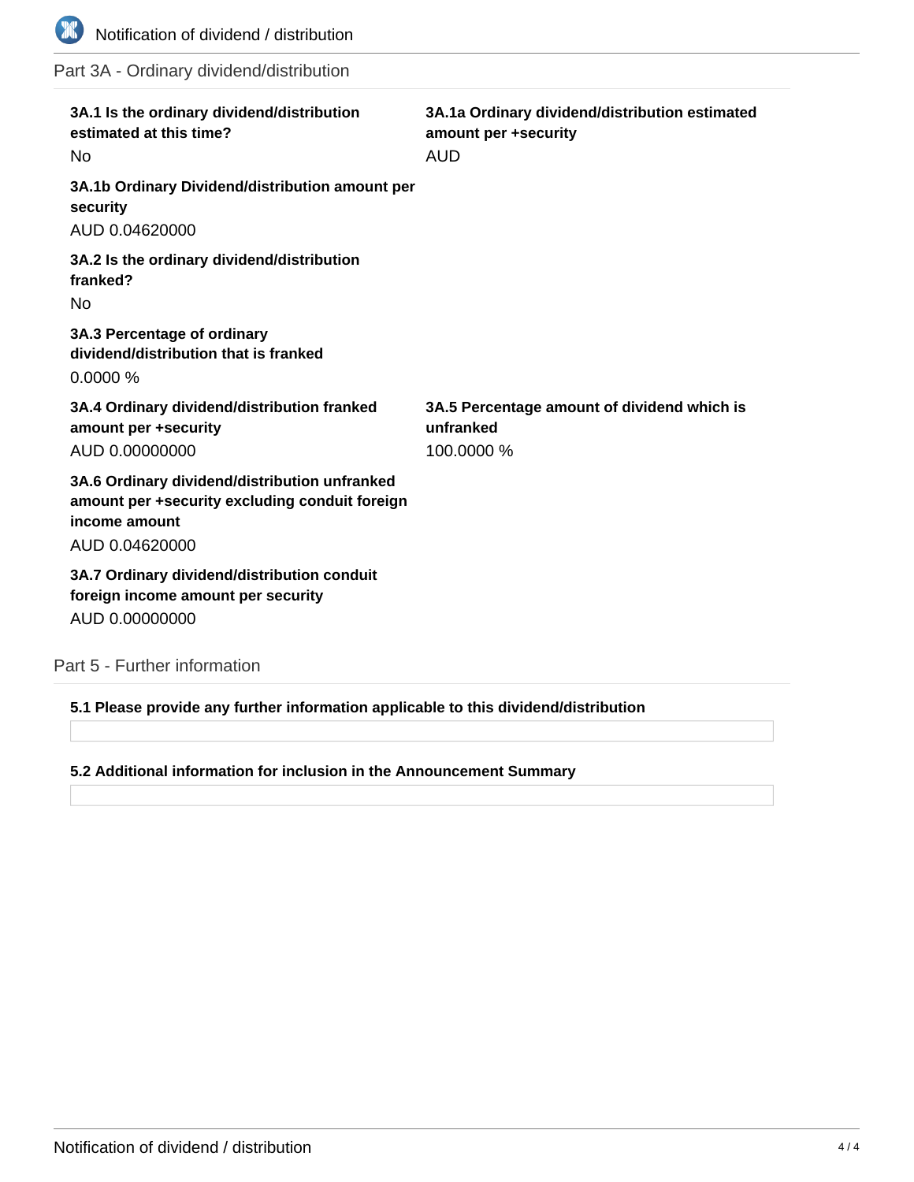## Part 3A - Ordinary dividend/distribution

**3A.1 Is the ordinary dividend/distribution estimated at this time?**

No

**3A.1a Ordinary dividend/distribution estimated amount per +security**

AUD

**3A.1b Ordinary Dividend/distribution amount per security**

AUD 0.04620000

**3A.2 Is the ordinary dividend/distribution franked?**

No

**3A.3 Percentage of ordinary dividend/distribution that is franked**

0.0000 %

**3A.4 Ordinary dividend/distribution franked amount per +security**

AUD 0.00000000

**3A.5 Percentage amount of dividend which is unfranked**

100.0000 %

**3A.6 Ordinary dividend/distribution unfranked amount per +security excluding conduit foreign income amount**

AUD 0.04620000

**3A.7 Ordinary dividend/distribution conduit foreign income amount per security**

AUD 0.00000000

## Part 5 - Further information

**5.1 Please provide any further information applicable to this dividend/distribution**

**5.2 Additional information for inclusion in the Announcement Summary**